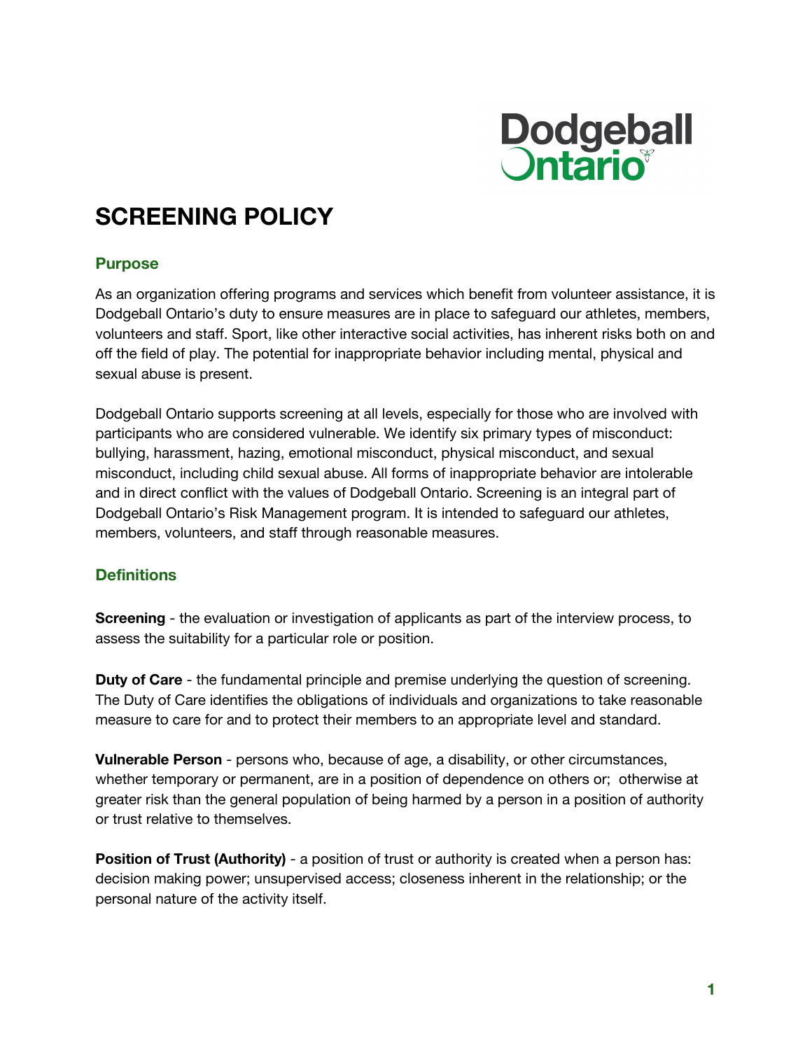# SCREENING POLICY

## Purpose

As an organization offering programs and services which benefit from volunteer assistance, it is Dodgeball Ontario's duty to ensure measures are in place to safeguard our athletes, members, volunteers and staff. Sport, like other interactive social activities, has inherent risks both on and off the field of play. The potential for inappropriate behavior including mental, physical and sexual abuse is present.

Dodgeball Ontario supports screening at all levels, especially for those who are involved with participants who are considered vulnerable. We identify six primary types of misconduct: bullying, harassment, hazing, emotional misconduct, physical misconduct, and sexual misconduct, including child sexual abuse. All forms of inappropriate behavior are intolerable and in direct conflict with the values of Dodgeball Ontario. Screening is an integral part of Dodgeball Ontario's Risk Management program. It is intended to safeguard our athletes, members, volunteers, and staff through reasonable measures.

## Definitions

**Screening** - the evaluation or investigation of applicants as part of the interview process, to assess the suitability for a particular role or position.

**Duty of Care** - the fundamental principle and premise underlying the question of screening. The Duty of Care identifies the obligations of individuals and organizations to take reasonable measure to care for and to protect their members to an appropriate level and standard.

**Vulnerable Person** - persons who, because of age, a disability, or other circumstances, whether temporary or permanent, are in a position of dependence on others or; otherwise at greater risk than the general population of being harmed by a person in a position of authority or trust relative to themselves.

**Position of Trust (Authority)** - a position of trust or authority is created when a person has: decision making power; unsupervised access; closeness inherent in the relationship; or the personal nature of the activity itself.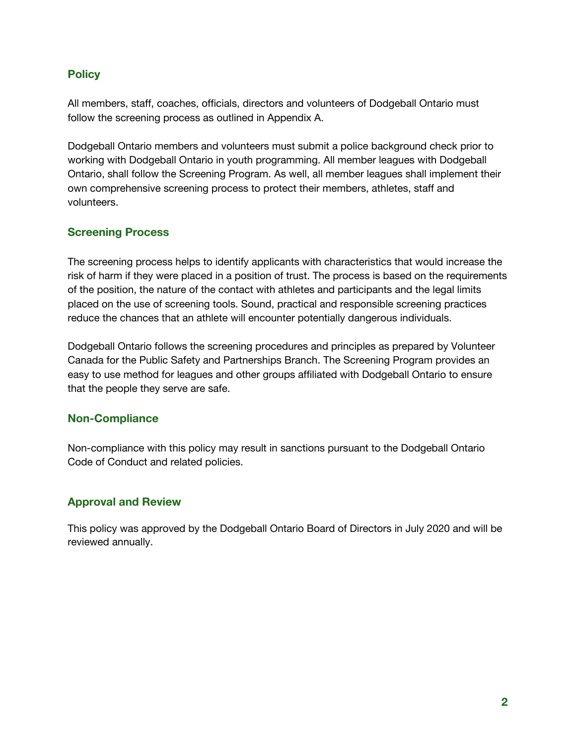## Policy

All members, staff, coaches, officials, directors and volunteers of Dodgeball Ontario must follow the screening process as outlined in Appendix A.

Dodgeball Ontario members and volunteers must submit a police background check prior to working with Dodgeball Ontario in youth programming. All member leagues with Dodgeball Ontario, shall follow the Screening Program. As well, all member leagues shall implement their own comprehensive screening process to protect their members, athletes, staff and volunteers.

## Screening Process

The screening process helps to identify applicants with characteristics that would increase the risk of harm if they were placed in a position of trust. The process is based on the requirements of the position, the nature of the contact with athletes and participants and the legal limits placed on the use of screening tools. Sound, practical and responsible screening practices reduce the chances that an athlete will encounter potentially dangerous individuals.

Dodgeball Ontario follows the screening procedures and principles as prepared by Volunteer Canada for the Public Safety and Partnerships Branch. The Screening Program provides an easy to use method for leagues and other groups affiliated with Dodgeball Ontario to ensure that the people they serve are safe.

## Non-Compliance

Non-compliance with this policy may result in sanctions pursuant to the Dodgeball Ontario Code of Conduct and related policies.

## Approval and Review

This policy was approved by the Dodgeball Ontario Board of Directors in July 2020 and will be reviewed annually.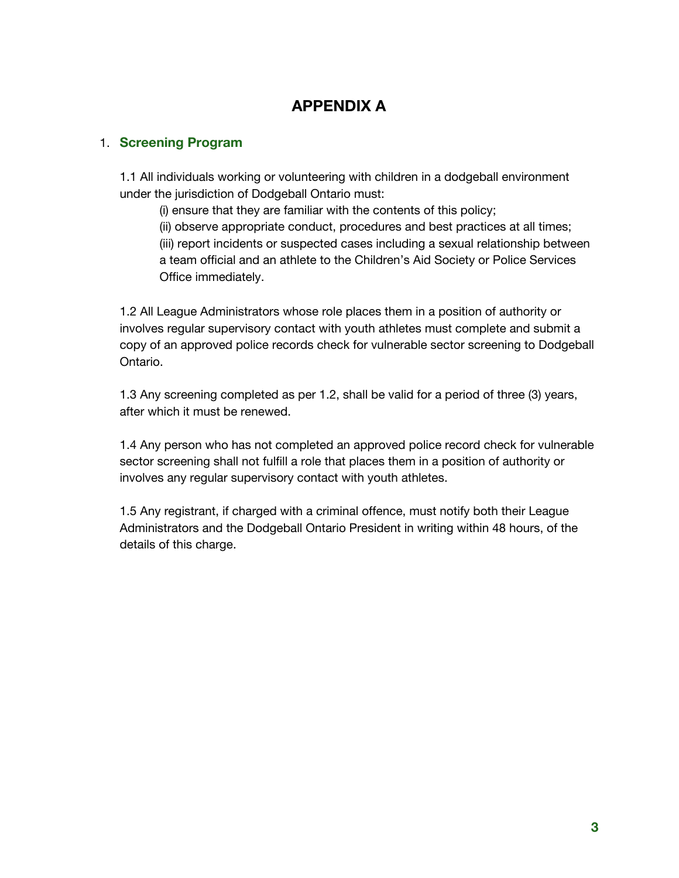# APPENDIX A

1. **Screening Program**

1.1 All individuals working or volunteering with children in a dodgeball environment under the jurisdiction of Dodgeball Ontario must:

(i) ensure that they are familiar with the contents of this policy;
(ii) observe appropriate conduct, procedures and best practices at all times;
(iii) report incidents or suspected cases including a sexual relationship between a team official and an athlete to the Children's Aid Society or Police Services Office immediately.

1.2 All League Administrators whose role places them in a position of authority or involves regular supervisory contact with youth athletes must complete and submit a copy of an approved police records check for vulnerable sector screening to Dodgeball Ontario.

1.3 Any screening completed as per 1.2, shall be valid for a period of three (3) years, after which it must be renewed.

1.4 Any person who has not completed an approved police record check for vulnerable sector screening shall not fulfill a role that places them in a position of authority or involves any regular supervisory contact with youth athletes.

1.5 Any registrant, if charged with a criminal offence, must notify both their League Administrators and the Dodgeball Ontario President in writing within 48 hours, of the details of this charge.